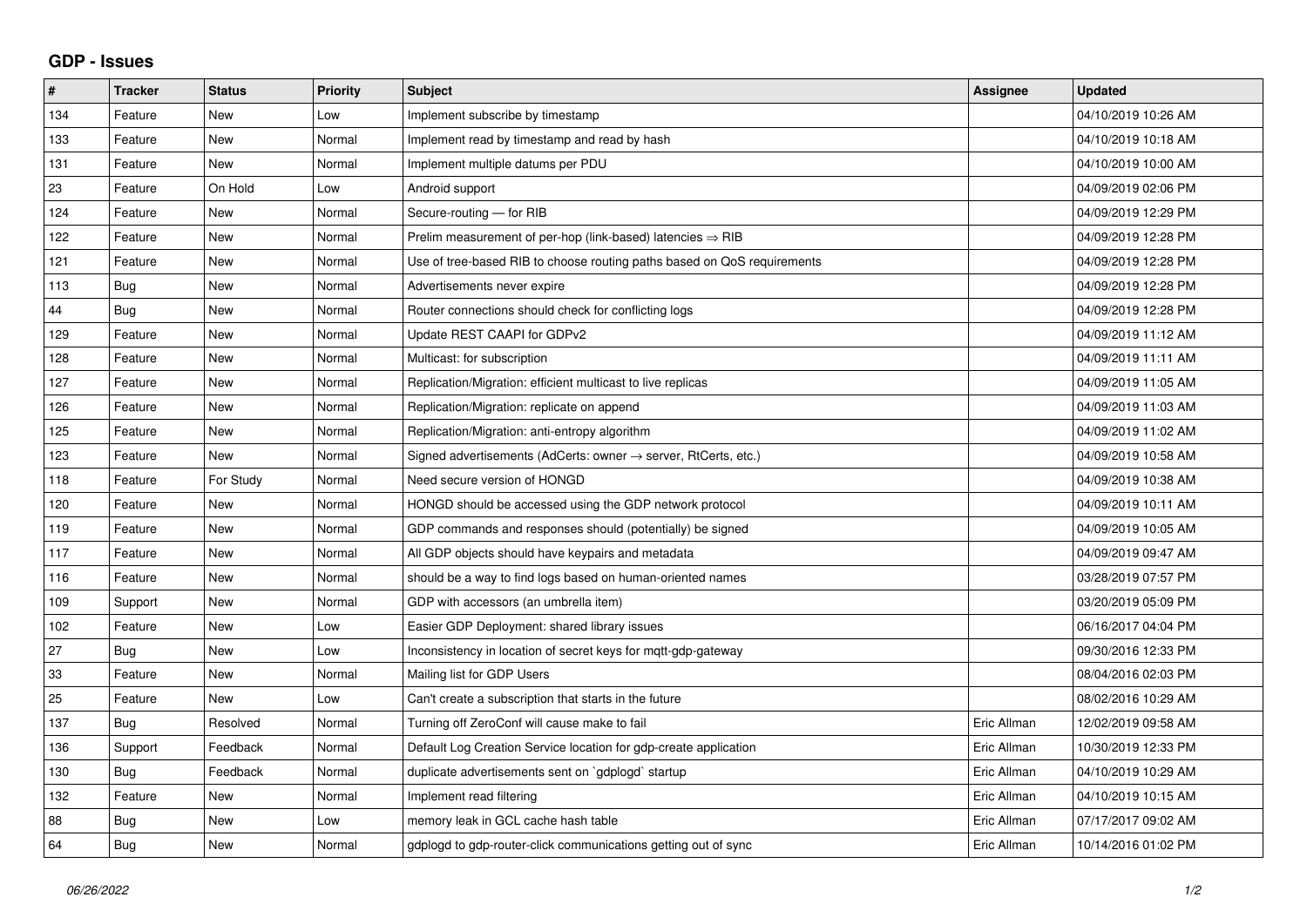## GDP - Issues

| # | Tracker | Status | Priority | Subject | Assignee | Updated |
|---|---|---|---|---|---|---|
| 134 | Feature | New | Low | Implement subscribe by timestamp | | 04/10/2019 10:26 AM |
| 133 | Feature | New | Normal | Implement read by timestamp and read by hash | | 04/10/2019 10:18 AM |
| 131 | Feature | New | Normal | Implement multiple datums per PDU | | 04/10/2019 10:00 AM |
| 23 | Feature | On Hold | Low | Android support | | 04/09/2019 02:06 PM |
| 124 | Feature | New | Normal | Secure-routing — for RIB | | 04/09/2019 12:29 PM |
| 122 | Feature | New | Normal | Prelim measurement of per-hop (link-based) latencies ⇒ RIB | | 04/09/2019 12:28 PM |
| 121 | Feature | New | Normal | Use of tree-based RIB to choose routing paths based on QoS requirements | | 04/09/2019 12:28 PM |
| 113 | Bug | New | Normal | Advertisements never expire | | 04/09/2019 12:28 PM |
| 44 | Bug | New | Normal | Router connections should check for conflicting logs | | 04/09/2019 12:28 PM |
| 129 | Feature | New | Normal | Update REST CAAPI for GDPv2 | | 04/09/2019 11:12 AM |
| 128 | Feature | New | Normal | Multicast: for subscription | | 04/09/2019 11:11 AM |
| 127 | Feature | New | Normal | Replication/Migration: efficient multicast to live replicas | | 04/09/2019 11:05 AM |
| 126 | Feature | New | Normal | Replication/Migration: replicate on append | | 04/09/2019 11:03 AM |
| 125 | Feature | New | Normal | Replication/Migration: anti-entropy algorithm | | 04/09/2019 11:02 AM |
| 123 | Feature | New | Normal | Signed advertisements (AdCerts: owner → server, RtCerts, etc.) | | 04/09/2019 10:58 AM |
| 118 | Feature | For Study | Normal | Need secure version of HONGD | | 04/09/2019 10:38 AM |
| 120 | Feature | New | Normal | HONGD should be accessed using the GDP network protocol | | 04/09/2019 10:11 AM |
| 119 | Feature | New | Normal | GDP commands and responses should (potentially) be signed | | 04/09/2019 10:05 AM |
| 117 | Feature | New | Normal | All GDP objects should have keypairs and metadata | | 04/09/2019 09:47 AM |
| 116 | Feature | New | Normal | should be a way to find logs based on human-oriented names | | 03/28/2019 07:57 PM |
| 109 | Support | New | Normal | GDP with accessors (an umbrella item) | | 03/20/2019 05:09 PM |
| 102 | Feature | New | Low | Easier GDP Deployment: shared library issues | | 06/16/2017 04:04 PM |
| 27 | Bug | New | Low | Inconsistency in location of secret keys for mqtt-gdp-gateway | | 09/30/2016 12:33 PM |
| 33 | Feature | New | Normal | Mailing list for GDP Users | | 08/04/2016 02:03 PM |
| 25 | Feature | New | Low | Can't create a subscription that starts in the future | | 08/02/2016 10:29 AM |
| 137 | Bug | Resolved | Normal | Turning off ZeroConf will cause make to fail | Eric Allman | 12/02/2019 09:58 AM |
| 136 | Support | Feedback | Normal | Default Log Creation Service location for gdp-create application | Eric Allman | 10/30/2019 12:33 PM |
| 130 | Bug | Feedback | Normal | duplicate advertisements sent on `gdplogd` startup | Eric Allman | 04/10/2019 10:29 AM |
| 132 | Feature | New | Normal | Implement read filtering | Eric Allman | 04/10/2019 10:15 AM |
| 88 | Bug | New | Low | memory leak in GCL cache hash table | Eric Allman | 07/17/2017 09:02 AM |
| 64 | Bug | New | Normal | gdplogd to gdp-router-click communications getting out of sync | Eric Allman | 10/14/2016 01:02 PM |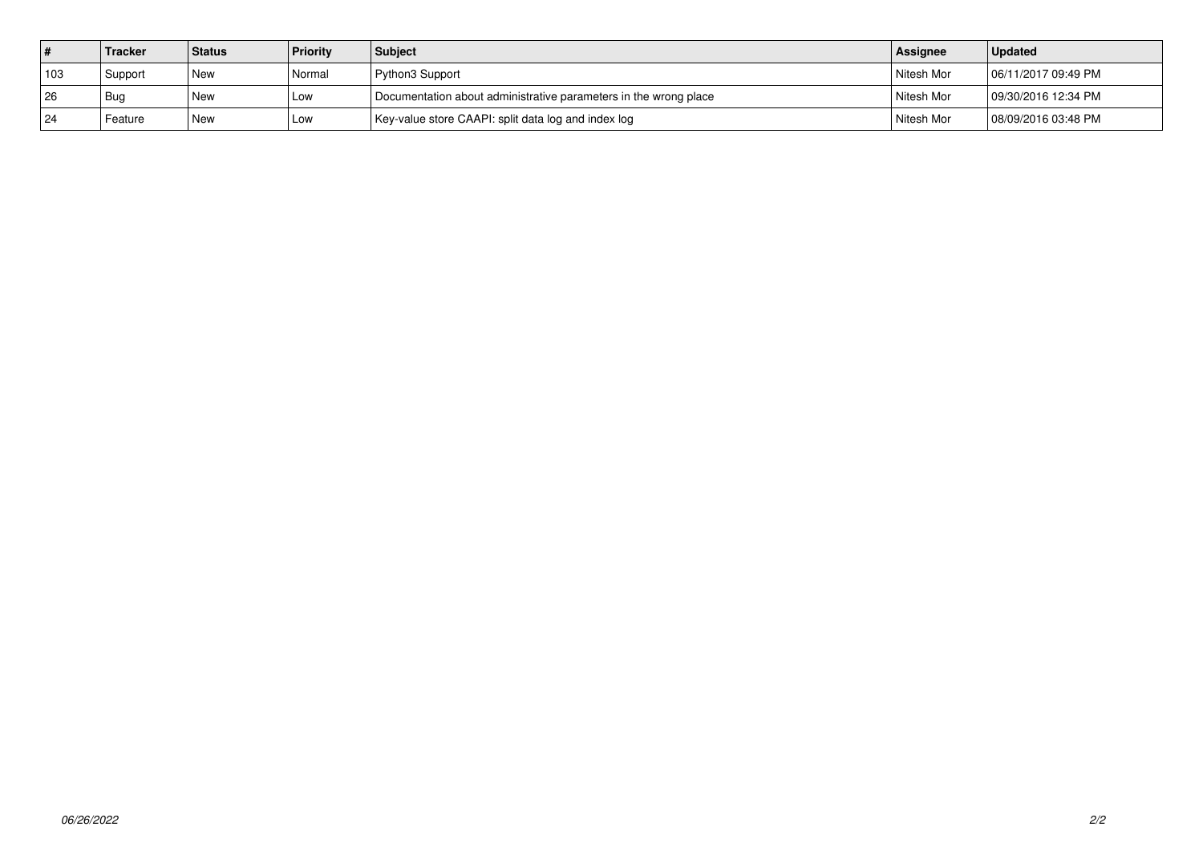| # | Tracker | Status | Priority | Subject | Assignee | Updated |
|---|---|---|---|---|---|---|
| 103 | Support | New | Normal | Python3 Support | Nitesh Mor | 06/11/2017 09:49 PM |
| 26 | Bug | New | Low | Documentation about administrative parameters in the wrong place | Nitesh Mor | 09/30/2016 12:34 PM |
| 24 | Feature | New | Low | Key-value store CAAPI: split data log and index log | Nitesh Mor | 08/09/2016 03:48 PM |